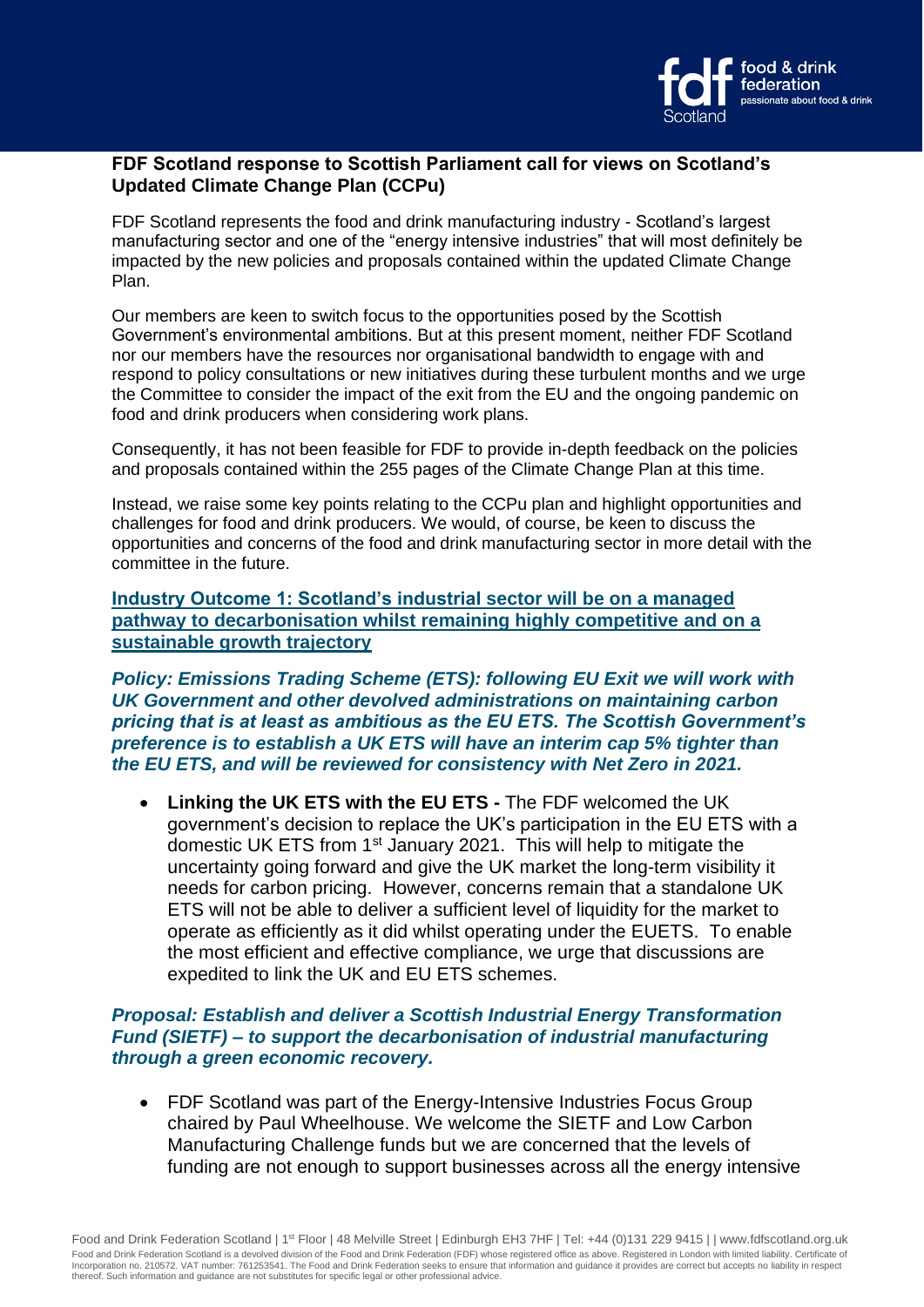**FDF Scotland response to Scottish Parliament call for views on Scotland's Updated Climate Change Plan (CCPu)**

FDF Scotland represents the food and drink manufacturing industry - Scotland's largest manufacturing sector and one of the "energy intensive industries" that will most definitely be impacted by the new policies and proposals contained within the updated Climate Change Plan.

Our members are keen to switch focus to the opportunities posed by the Scottish Government's environmental ambitions. But at this present moment, neither FDF Scotland nor our members have the resources nor organisational bandwidth to engage with and respond to policy consultations or new initiatives during these turbulent months and we urge the Committee to consider the impact of the exit from the EU and the ongoing pandemic on food and drink producers when considering work plans.

Consequently, it has not been feasible for FDF to provide in-depth feedback on the policies and proposals contained within the 255 pages of the Climate Change Plan at this time.

Instead, we raise some key points relating to the CCPu plan and highlight opportunities and challenges for food and drink producers. We would, of course, be keen to discuss the opportunities and concerns of the food and drink manufacturing sector in more detail with the committee in the future.

**Industry Outcome 1: Scotland's industrial sector will be on a managed pathway to decarbonisation whilst remaining highly competitive and on a sustainable growth trajectory**

***Policy: Emissions Trading Scheme (ETS): following EU Exit we will work with UK Government and other devolved administrations on maintaining carbon pricing that is at least as ambitious as the EU ETS. The Scottish Government's preference is to establish a UK ETS will have an interim cap 5% tighter than the EU ETS, and will be reviewed for consistency with Net Zero in 2021.***

- **Linking the UK ETS with the EU ETS -** The FDF welcomed the UK government's decision to replace the UK's participation in the EU ETS with a domestic UK ETS from 1st January 2021. This will help to mitigate the uncertainty going forward and give the UK market the long-term visibility it needs for carbon pricing. However, concerns remain that a standalone UK ETS will not be able to deliver a sufficient level of liquidity for the market to operate as efficiently as it did whilst operating under the EUETS. To enable the most efficient and effective compliance, we urge that discussions are expedited to link the UK and EU ETS schemes.

***Proposal: Establish and deliver a Scottish Industrial Energy Transformation Fund (SIETF) – to support the decarbonisation of industrial manufacturing through a green economic recovery.***

- FDF Scotland was part of the Energy-Intensive Industries Focus Group chaired by Paul Wheelhouse. We welcome the SIETF and Low Carbon Manufacturing Challenge funds but we are concerned that the levels of funding are not enough to support businesses across all the energy intensive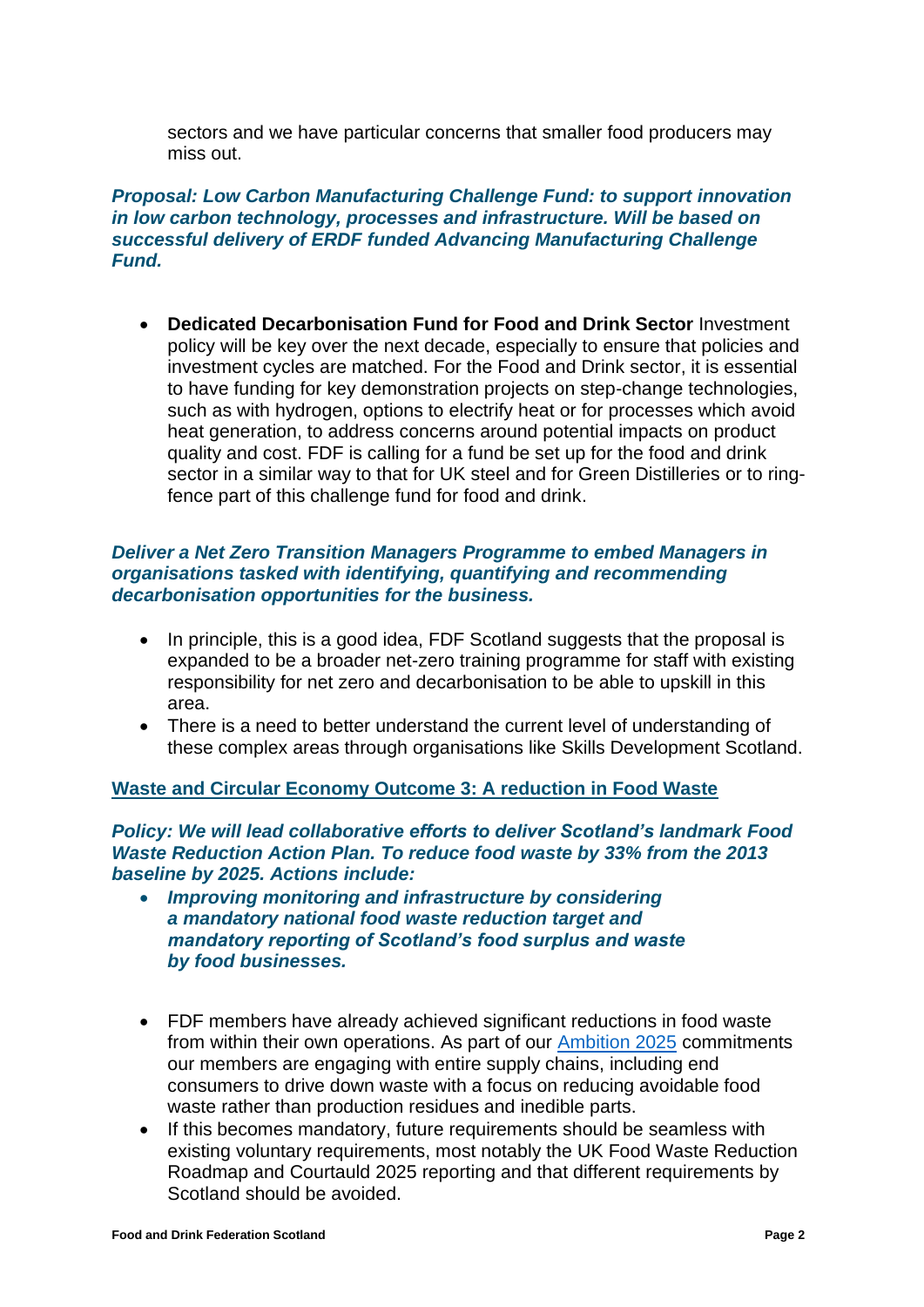sectors and we have particular concerns that smaller food producers may miss out.

***Proposal: Low Carbon Manufacturing Challenge Fund: to support innovation in low carbon technology, processes and infrastructure. Will be based on successful delivery of ERDF funded Advancing Manufacturing Challenge Fund.***

- **Dedicated Decarbonisation Fund for Food and Drink Sector** Investment policy will be key over the next decade, especially to ensure that policies and investment cycles are matched. For the Food and Drink sector, it is essential to have funding for key demonstration projects on step-change technologies, such as with hydrogen, options to electrify heat or for processes which avoid heat generation, to address concerns around potential impacts on product quality and cost. FDF is calling for a fund be set up for the food and drink sector in a similar way to that for UK steel and for Green Distilleries or to ring-fence part of this challenge fund for food and drink.

***Deliver a Net Zero Transition Managers Programme to embed Managers in organisations tasked with identifying, quantifying and recommending decarbonisation opportunities for the business.***

- In principle, this is a good idea, FDF Scotland suggests that the proposal is expanded to be a broader net-zero training programme for staff with existing responsibility for net zero and decarbonisation to be able to upskill in this area.
- There is a need to better understand the current level of understanding of these complex areas through organisations like Skills Development Scotland.

**Waste and Circular Economy Outcome 3: A reduction in Food Waste**

***Policy: We will lead collaborative efforts to deliver Scotland's landmark Food Waste Reduction Action Plan. To reduce food waste by 33% from the 2013 baseline by 2025. Actions include:***

- ***Improving monitoring and infrastructure by considering a mandatory national food waste reduction target and mandatory reporting of Scotland's food surplus and waste by food businesses.***

- FDF members have already achieved significant reductions in food waste from within their own operations. As part of our Ambition 2025 commitments our members are engaging with entire supply chains, including end consumers to drive down waste with a focus on reducing avoidable food waste rather than production residues and inedible parts.
- If this becomes mandatory, future requirements should be seamless with existing voluntary requirements, most notably the UK Food Waste Reduction Roadmap and Courtauld 2025 reporting and that different requirements by Scotland should be avoided.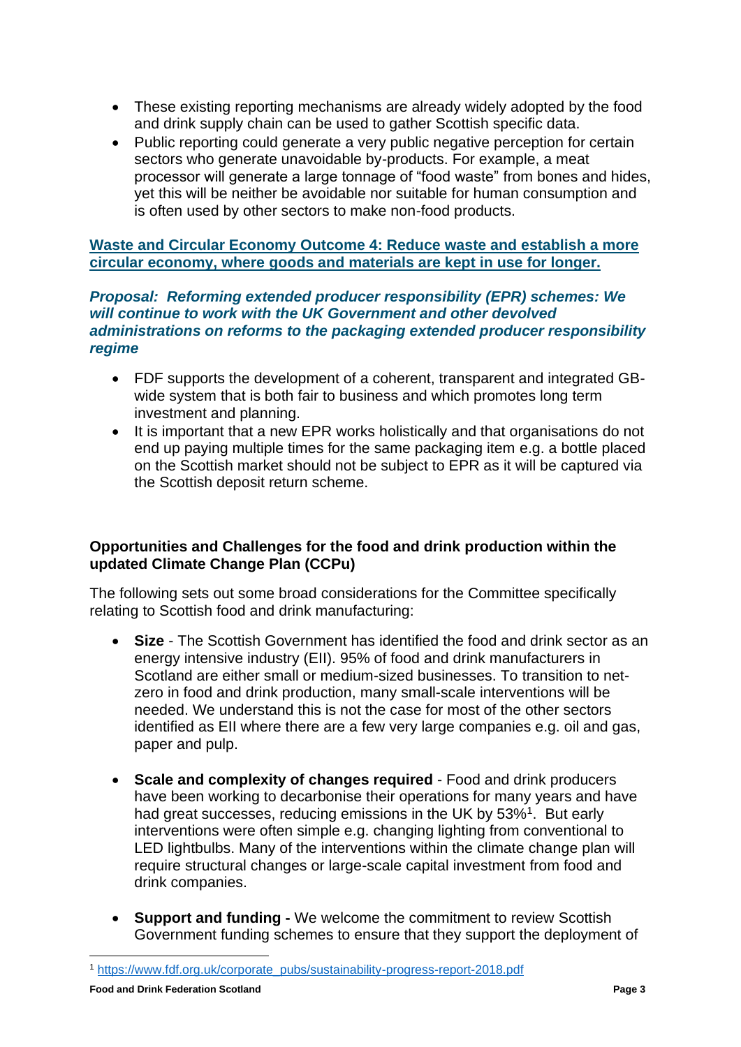- These existing reporting mechanisms are already widely adopted by the food and drink supply chain can be used to gather Scottish specific data.
- Public reporting could generate a very public negative perception for certain sectors who generate unavoidable by-products. For example, a meat processor will generate a large tonnage of "food waste" from bones and hides, yet this will be neither be avoidable nor suitable for human consumption and is often used by other sectors to make non-food products.

**Waste and Circular Economy Outcome 4: Reduce waste and establish a more circular economy, where goods and materials are kept in use for longer.**

***Proposal: Reforming extended producer responsibility (EPR) schemes: We will continue to work with the UK Government and other devolved administrations on reforms to the packaging extended producer responsibility regime***

- FDF supports the development of a coherent, transparent and integrated GB-wide system that is both fair to business and which promotes long term investment and planning.
- It is important that a new EPR works holistically and that organisations do not end up paying multiple times for the same packaging item e.g. a bottle placed on the Scottish market should not be subject to EPR as it will be captured via the Scottish deposit return scheme.

**Opportunities and Challenges for the food and drink production within the updated Climate Change Plan (CCPu)**

The following sets out some broad considerations for the Committee specifically relating to Scottish food and drink manufacturing:

- **Size** - The Scottish Government has identified the food and drink sector as an energy intensive industry (EII). 95% of food and drink manufacturers in Scotland are either small or medium-sized businesses. To transition to net-zero in food and drink production, many small-scale interventions will be needed. We understand this is not the case for most of the other sectors identified as EII where there are a few very large companies e.g. oil and gas, paper and pulp.

- **Scale and complexity of changes required** - Food and drink producers have been working to decarbonise their operations for many years and have had great successes, reducing emissions in the UK by 53%[1]. But early interventions were often simple e.g. changing lighting from conventional to LED lightbulbs. Many of the interventions within the climate change plan will require structural changes or large-scale capital investment from food and drink companies.

- **Support and funding -** We welcome the commitment to review Scottish Government funding schemes to ensure that they support the deployment of

[1] https://www.fdf.org.uk/corporate_pubs/sustainability-progress-report-2018.pdf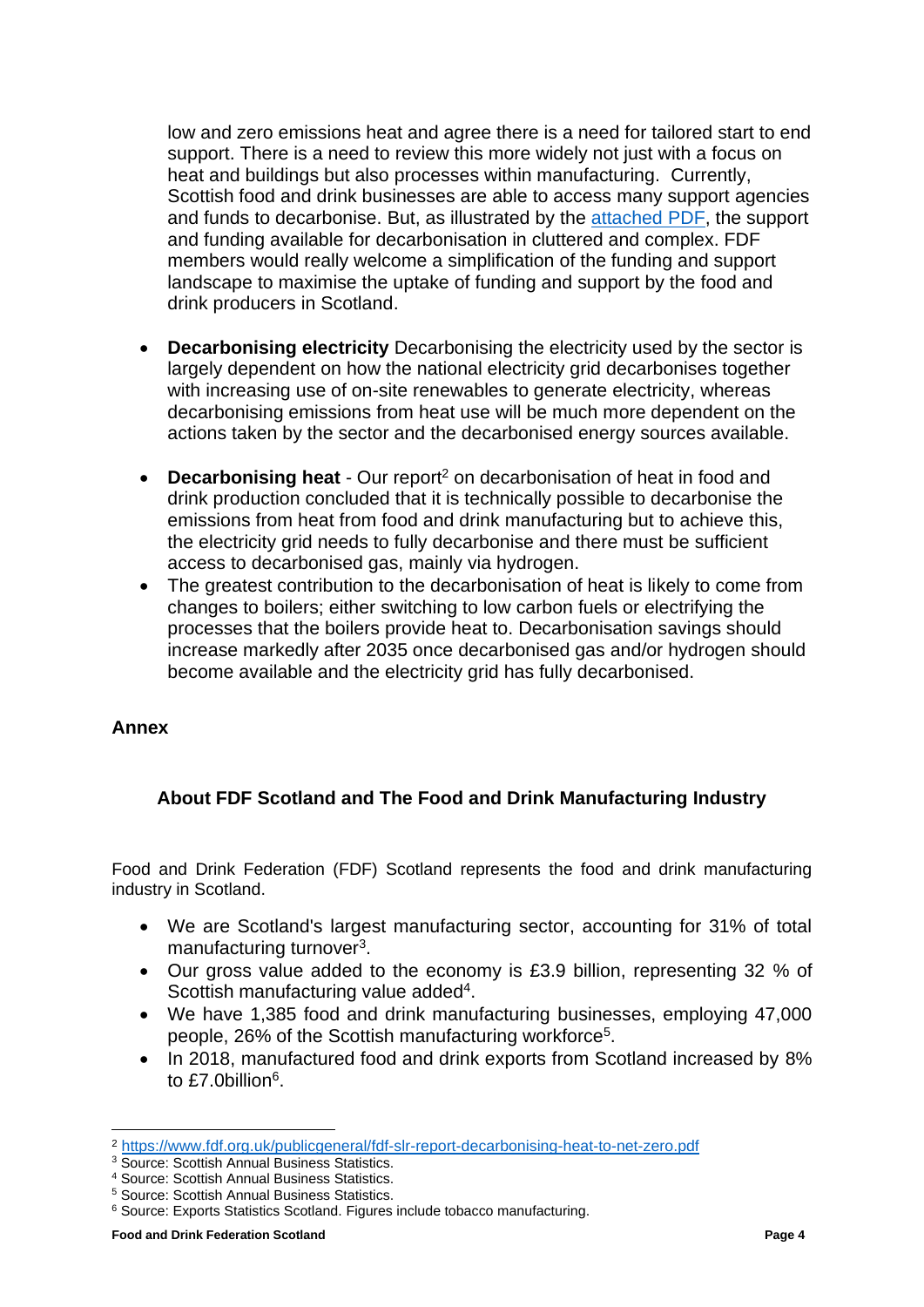low and zero emissions heat and agree there is a need for tailored start to end support. There is a need to review this more widely not just with a focus on heat and buildings but also processes within manufacturing. Currently, Scottish food and drink businesses are able to access many support agencies and funds to decarbonise. But, as illustrated by the attached PDF, the support and funding available for decarbonisation in cluttered and complex. FDF members would really welcome a simplification of the funding and support landscape to maximise the uptake of funding and support by the food and drink producers in Scotland.

- **Decarbonising electricity** Decarbonising the electricity used by the sector is largely dependent on how the national electricity grid decarbonises together with increasing use of on-site renewables to generate electricity, whereas decarbonising emissions from heat use will be much more dependent on the actions taken by the sector and the decarbonised energy sources available.
- **Decarbonising heat** - Our report[2] on decarbonisation of heat in food and drink production concluded that it is technically possible to decarbonise the emissions from heat from food and drink manufacturing but to achieve this, the electricity grid needs to fully decarbonise and there must be sufficient access to decarbonised gas, mainly via hydrogen.
- The greatest contribution to the decarbonisation of heat is likely to come from changes to boilers; either switching to low carbon fuels or electrifying the processes that the boilers provide heat to. Decarbonisation savings should increase markedly after 2035 once decarbonised gas and/or hydrogen should become available and the electricity grid has fully decarbonised.

## Annex

### About FDF Scotland and The Food and Drink Manufacturing Industry

Food and Drink Federation (FDF) Scotland represents the food and drink manufacturing industry in Scotland.

- We are Scotland's largest manufacturing sector, accounting for 31% of total manufacturing turnover[3].
- Our gross value added to the economy is £3.9 billion, representing 32 % of Scottish manufacturing value added[4].
- We have 1,385 food and drink manufacturing businesses, employing 47,000 people, 26% of the Scottish manufacturing workforce[5].
- In 2018, manufactured food and drink exports from Scotland increased by 8% to £7.0billion[6].

---

[2] https://www.fdf.org.uk/publicgeneral/fdf-slr-report-decarbonising-heat-to-net-zero.pdf
[3] Source: Scottish Annual Business Statistics.
[4] Source: Scottish Annual Business Statistics.
[5] Source: Scottish Annual Business Statistics.
[6] Source: Exports Statistics Scotland. Figures include tobacco manufacturing.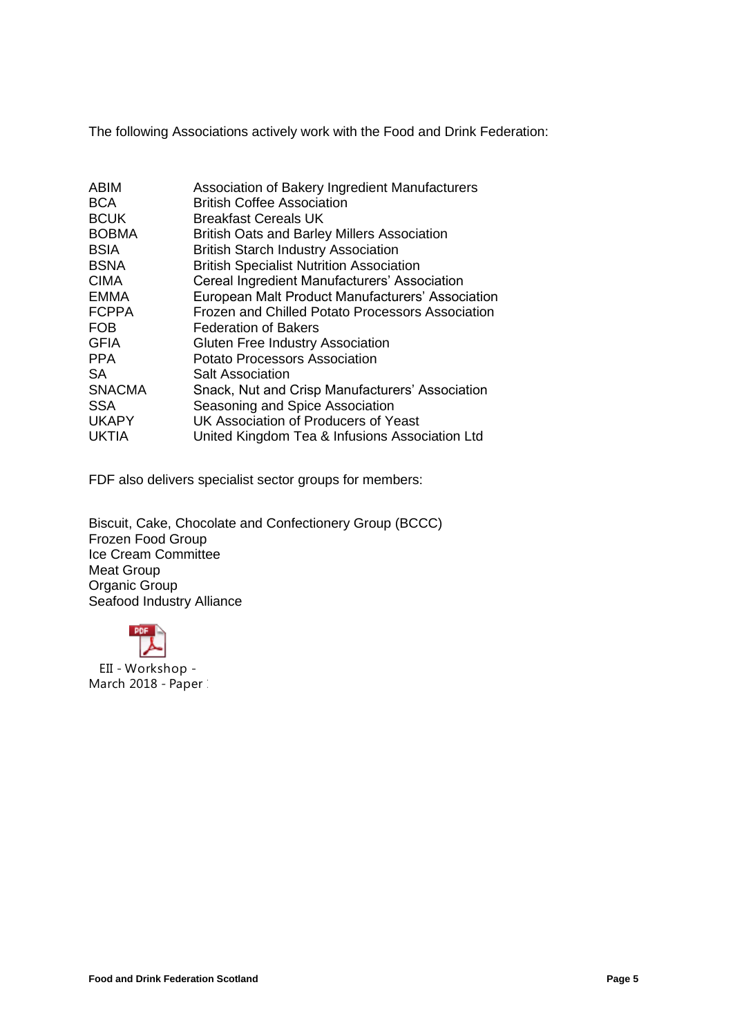The following Associations actively work with the Food and Drink Federation:

| | |
|---|---|
| ABIM | Association of Bakery Ingredient Manufacturers |
| BCA | British Coffee Association |
| BCUK | Breakfast Cereals UK |
| BOBMA | British Oats and Barley Millers Association |
| BSIA | British Starch Industry Association |
| BSNA | British Specialist Nutrition Association |
| CIMA | Cereal Ingredient Manufacturers' Association |
| EMMA | European Malt Product Manufacturers' Association |
| FCPPA | Frozen and Chilled Potato Processors Association |
| FOB | Federation of Bakers |
| GFIA | Gluten Free Industry Association |
| PPA | Potato Processors Association |
| SA | Salt Association |
| SNACMA | Snack, Nut and Crisp Manufacturers' Association |
| SSA | Seasoning and Spice Association |
| UKAPY | UK Association of Producers of Yeast |
| UKTIA | United Kingdom Tea & Infusions Association Ltd |

FDF also delivers specialist sector groups for members:

Biscuit, Cake, Chocolate and Confectionery Group (BCCC)
Frozen Food Group
Ice Cream Committee
Meat Group
Organic Group
Seafood Industry Alliance

EII - Workshop - March 2018 - Paper